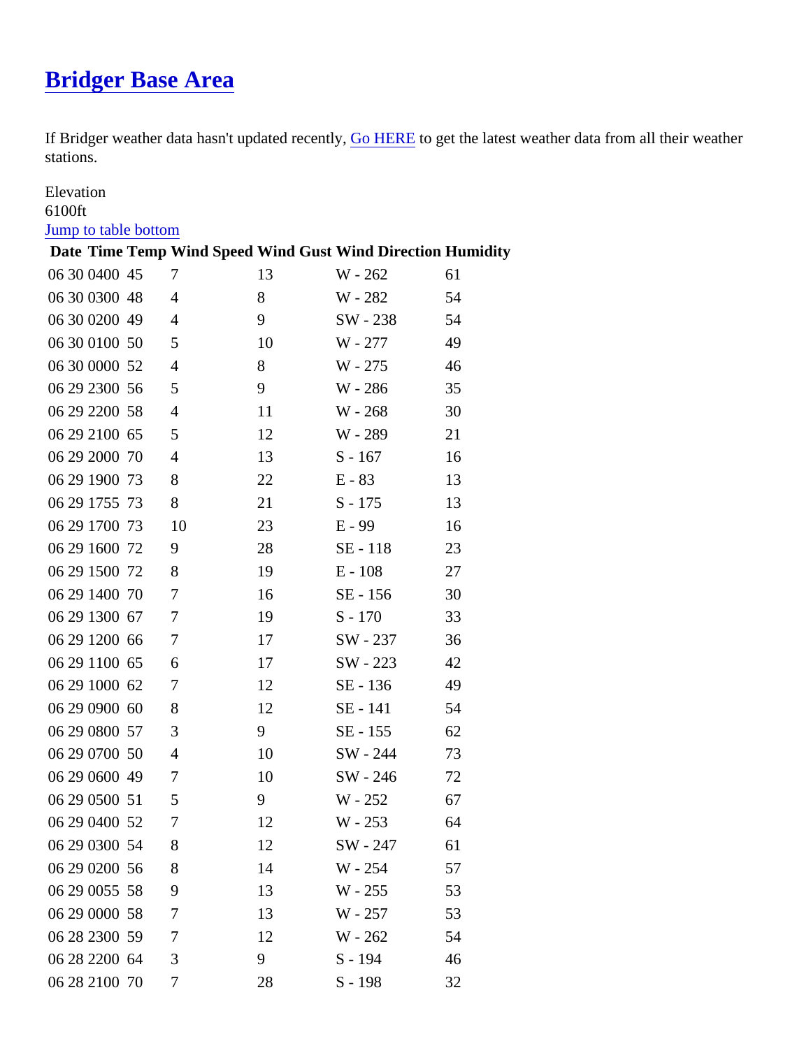# [Bridger Base Area]

If Bridger weather data hasn't updated recently, [Go HERE] to get the latest weather data from all their weather stations.

Elevation
6100ft
[Jump to table bottom]

| Date | Time | Temp | Wind Speed | Wind Gust | Wind Direction | Humidity |
|---|---|---|---|---|---|---|
| 06 30 | 0400 | 45 | 7 | 13 | W - 262 | 61 |
| 06 30 | 0300 | 48 | 4 | 8 | W - 282 | 54 |
| 06 30 | 0200 | 49 | 4 | 9 | SW - 238 | 54 |
| 06 30 | 0100 | 50 | 5 | 10 | W - 277 | 49 |
| 06 30 | 0000 | 52 | 4 | 8 | W - 275 | 46 |
| 06 29 | 2300 | 56 | 5 | 9 | W - 286 | 35 |
| 06 29 | 2200 | 58 | 4 | 11 | W - 268 | 30 |
| 06 29 | 2100 | 65 | 5 | 12 | W - 289 | 21 |
| 06 29 | 2000 | 70 | 4 | 13 | S - 167 | 16 |
| 06 29 | 1900 | 73 | 8 | 22 | E - 83 | 13 |
| 06 29 | 1755 | 73 | 8 | 21 | S - 175 | 13 |
| 06 29 | 1700 | 73 | 10 | 23 | E - 99 | 16 |
| 06 29 | 1600 | 72 | 9 | 28 | SE - 118 | 23 |
| 06 29 | 1500 | 72 | 8 | 19 | E - 108 | 27 |
| 06 29 | 1400 | 70 | 7 | 16 | SE - 156 | 30 |
| 06 29 | 1300 | 67 | 7 | 19 | S - 170 | 33 |
| 06 29 | 1200 | 66 | 7 | 17 | SW - 237 | 36 |
| 06 29 | 1100 | 65 | 6 | 17 | SW - 223 | 42 |
| 06 29 | 1000 | 62 | 7 | 12 | SE - 136 | 49 |
| 06 29 | 0900 | 60 | 8 | 12 | SE - 141 | 54 |
| 06 29 | 0800 | 57 | 3 | 9 | SE - 155 | 62 |
| 06 29 | 0700 | 50 | 4 | 10 | SW - 244 | 73 |
| 06 29 | 0600 | 49 | 7 | 10 | SW - 246 | 72 |
| 06 29 | 0500 | 51 | 5 | 9 | W - 252 | 67 |
| 06 29 | 0400 | 52 | 7 | 12 | W - 253 | 64 |
| 06 29 | 0300 | 54 | 8 | 12 | SW - 247 | 61 |
| 06 29 | 0200 | 56 | 8 | 14 | W - 254 | 57 |
| 06 29 | 0055 | 58 | 9 | 13 | W - 255 | 53 |
| 06 29 | 0000 | 58 | 7 | 13 | W - 257 | 53 |
| 06 28 | 2300 | 59 | 7 | 12 | W - 262 | 54 |
| 06 28 | 2200 | 64 | 3 | 9 | S - 194 | 46 |
| 06 28 | 2100 | 70 | 7 | 28 | S - 198 | 32 |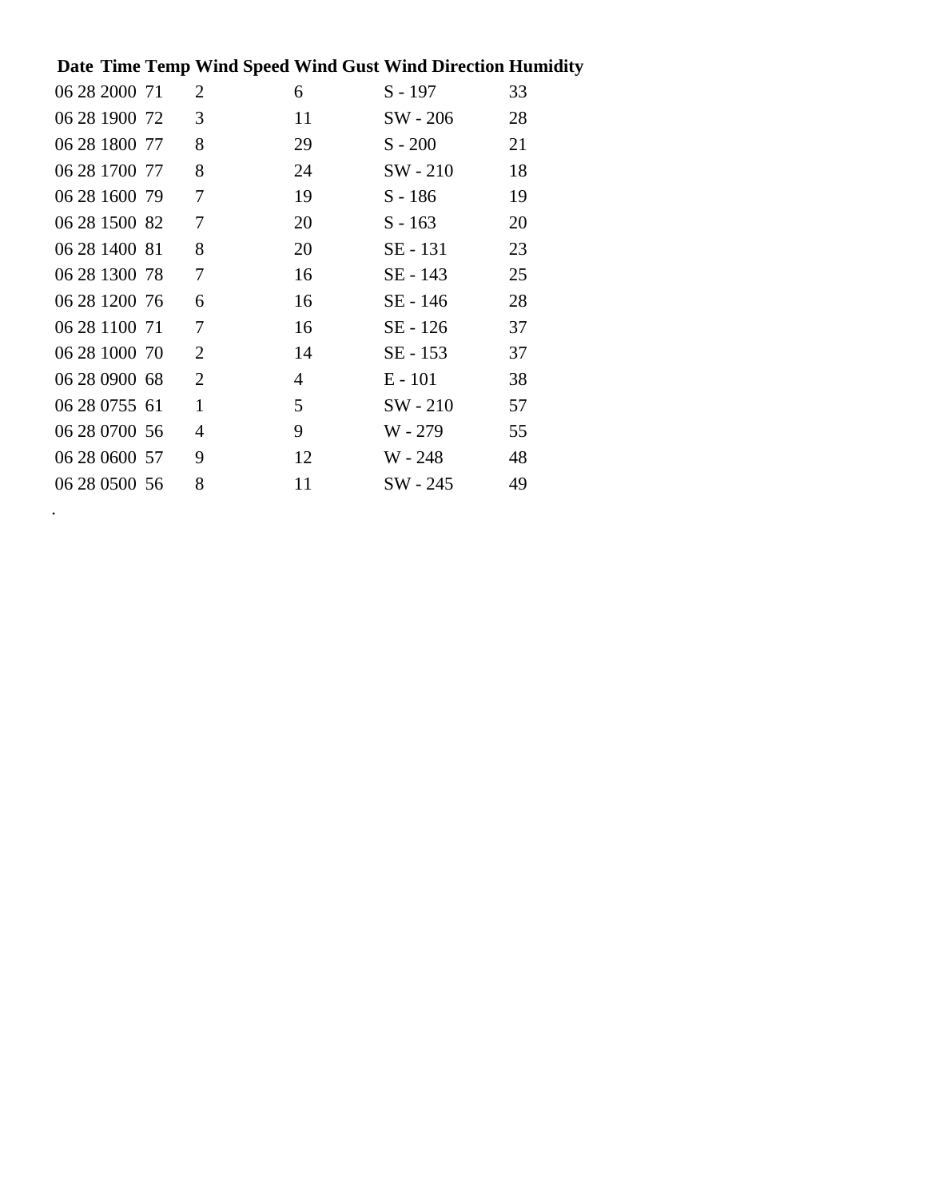| Date | Time | Temp | Wind Speed | Wind Gust | Wind Direction | Humidity |
|---|---|---|---|---|---|---|
| 06 28 | 2000 | 71 | 2 | 6 | S - 197 | 33 |
| 06 28 | 1900 | 72 | 3 | 11 | SW - 206 | 28 |
| 06 28 | 1800 | 77 | 8 | 29 | S - 200 | 21 |
| 06 28 | 1700 | 77 | 8 | 24 | SW - 210 | 18 |
| 06 28 | 1600 | 79 | 7 | 19 | S - 186 | 19 |
| 06 28 | 1500 | 82 | 7 | 20 | S - 163 | 20 |
| 06 28 | 1400 | 81 | 8 | 20 | SE - 131 | 23 |
| 06 28 | 1300 | 78 | 7 | 16 | SE - 143 | 25 |
| 06 28 | 1200 | 76 | 6 | 16 | SE - 146 | 28 |
| 06 28 | 1100 | 71 | 7 | 16 | SE - 126 | 37 |
| 06 28 | 1000 | 70 | 2 | 14 | SE - 153 | 37 |
| 06 28 | 0900 | 68 | 2 | 4 | E - 101 | 38 |
| 06 28 | 0755 | 61 | 1 | 5 | SW - 210 | 57 |
| 06 28 | 0700 | 56 | 4 | 9 | W - 279 | 55 |
| 06 28 | 0600 | 57 | 9 | 12 | W - 248 | 48 |
| 06 28 | 0500 | 56 | 8 | 11 | SW - 245 | 49 |

.